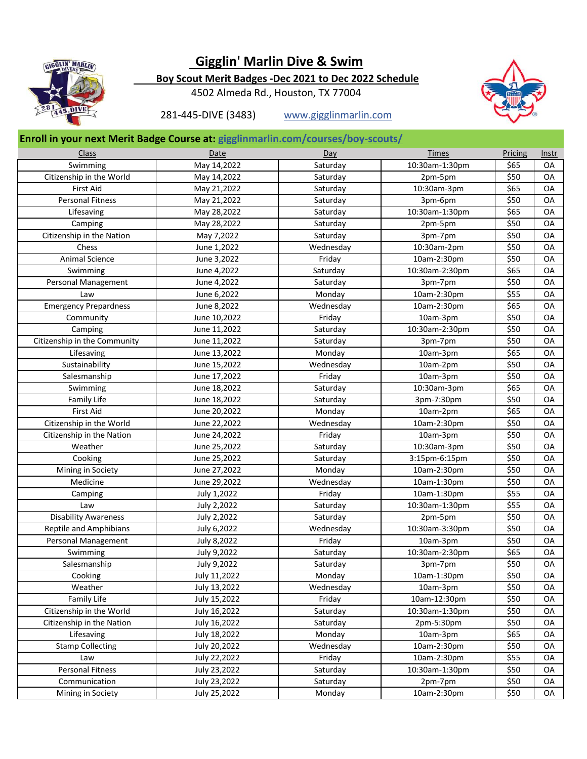# Gigglin' Marlin Dive & Swim

## Boy Scout Merit Badges -Dec 2021 to Dec 2022 Schedule

4502 Almeda Rd., Houston, TX 77004

281-445-DIVE (3483) www.gigglinmarlin.com

**Enroll in your next Merit Badge Course at: gigglinmarlin.com/courses/boy-scouts/**

| Class | Date | Day | Times | Pricing | Instr |
|---|---|---|---|---|---|
| Swimming | May 14,2022 | Saturday | 10:30am-1:30pm | $65 | OA |
| Citizenship in the World | May 14,2022 | Saturday | 2pm-5pm | $50 | OA |
| First Aid | May 21,2022 | Saturday | 10:30am-3pm | $65 | OA |
| Personal Fitness | May 21,2022 | Saturday | 3pm-6pm | $50 | OA |
| Lifesaving | May 28,2022 | Saturday | 10:30am-1:30pm | $65 | OA |
| Camping | May 28,2022 | Saturday | 2pm-5pm | $50 | OA |
| Citizenship in the Nation | May 7,2022 | Saturday | 3pm-7pm | $50 | OA |
| Chess | June 1,2022 | Wednesday | 10:30am-2pm | $50 | OA |
| Animal Science | June 3,2022 | Friday | 10am-2:30pm | $50 | OA |
| Swimming | June 4,2022 | Saturday | 10:30am-2:30pm | $65 | OA |
| Personal Management | June 4,2022 | Saturday | 3pm-7pm | $50 | OA |
| Law | June 6,2022 | Monday | 10am-2:30pm | $55 | OA |
| Emergency Prepardness | June 8,2022 | Wednesday | 10am-2:30pm | $65 | OA |
| Community | June 10,2022 | Friday | 10am-3pm | $50 | OA |
| Camping | June 11,2022 | Saturday | 10:30am-2:30pm | $50 | OA |
| Citizenship in the Community | June 11,2022 | Saturday | 3pm-7pm | $50 | OA |
| Lifesaving | June 13,2022 | Monday | 10am-3pm | $65 | OA |
| Sustainability | June 15,2022 | Wednesday | 10am-2pm | $50 | OA |
| Salesmanship | June 17,2022 | Friday | 10am-3pm | $50 | OA |
| Swimming | June 18,2022 | Saturday | 10:30am-3pm | $65 | OA |
| Family Life | June 18,2022 | Saturday | 3pm-7:30pm | $50 | OA |
| First Aid | June 20,2022 | Monday | 10am-2pm | $65 | OA |
| Citizenship in the World | June 22,2022 | Wednesday | 10am-2:30pm | $50 | OA |
| Citizenship in the Nation | June 24,2022 | Friday | 10am-3pm | $50 | OA |
| Weather | June 25,2022 | Saturday | 10:30am-3pm | $50 | OA |
| Cooking | June 25,2022 | Saturday | 3:15pm-6:15pm | $50 | OA |
| Mining in Society | June 27,2022 | Monday | 10am-2:30pm | $50 | OA |
| Medicine | June 29,2022 | Wednesday | 10am-1:30pm | $50 | OA |
| Camping | July 1,2022 | Friday | 10am-1:30pm | $55 | OA |
| Law | July 2,2022 | Saturday | 10:30am-1:30pm | $55 | OA |
| Disability Awareness | July 2,2022 | Saturday | 2pm-5pm | $50 | OA |
| Reptile and Amphibians | July 6,2022 | Wednesday | 10:30am-3:30pm | $50 | OA |
| Personal Management | July 8,2022 | Friday | 10am-3pm | $50 | OA |
| Swimming | July 9,2022 | Saturday | 10:30am-2:30pm | $65 | OA |
| Salesmanship | July 9,2022 | Saturday | 3pm-7pm | $50 | OA |
| Cooking | July 11,2022 | Monday | 10am-1:30pm | $50 | OA |
| Weather | July 13,2022 | Wednesday | 10am-3pm | $50 | OA |
| Family Life | July 15,2022 | Friday | 10am-12:30pm | $50 | OA |
| Citizenship in the World | July 16,2022 | Saturday | 10:30am-1:30pm | $50 | OA |
| Citizenship in the Nation | July 16,2022 | Saturday | 2pm-5:30pm | $50 | OA |
| Lifesaving | July 18,2022 | Monday | 10am-3pm | $65 | OA |
| Stamp Collecting | July 20,2022 | Wednesday | 10am-2:30pm | $50 | OA |
| Law | July 22,2022 | Friday | 10am-2:30pm | $55 | OA |
| Personal Fitness | July 23,2022 | Saturday | 10:30am-1:30pm | $50 | OA |
| Communication | July 23,2022 | Saturday | 2pm-7pm | $50 | OA |
| Mining in Society | July 25,2022 | Monday | 10am-2:30pm | $50 | OA |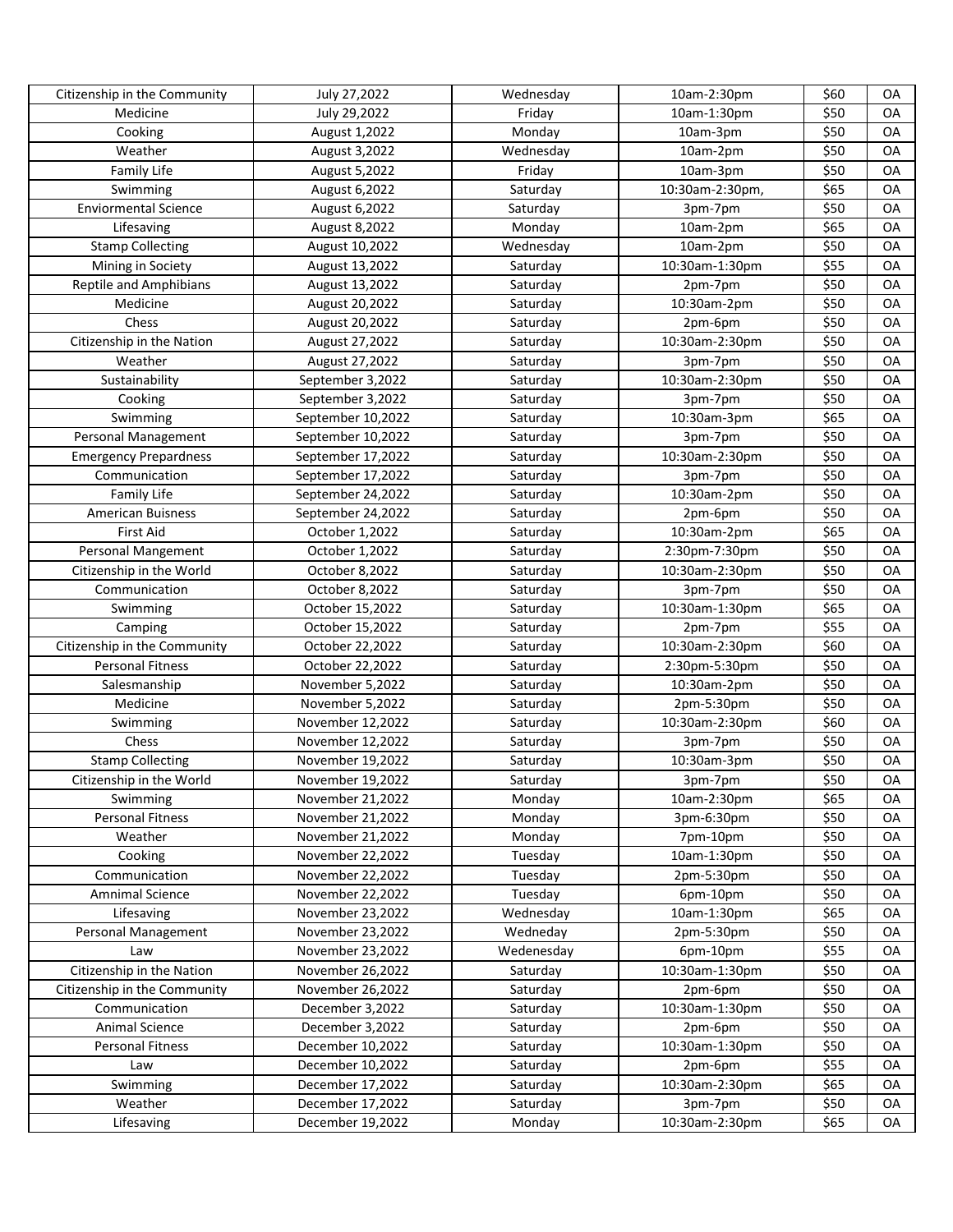| | | | | | |
|---|---|---|---|---|---|
| Citizenship in the Community | July 27,2022 | Wednesday | 10am-2:30pm | $60 | OA |
| Medicine | July 29,2022 | Friday | 10am-1:30pm | $50 | OA |
| Cooking | August 1,2022 | Monday | 10am-3pm | $50 | OA |
| Weather | August 3,2022 | Wednesday | 10am-2pm | $50 | OA |
| Family Life | August 5,2022 | Friday | 10am-3pm | $50 | OA |
| Swimming | August 6,2022 | Saturday | 10:30am-2:30pm, | $65 | OA |
| Enviormental Science | August 6,2022 | Saturday | 3pm-7pm | $50 | OA |
| Lifesaving | August 8,2022 | Monday | 10am-2pm | $65 | OA |
| Stamp Collecting | August 10,2022 | Wednesday | 10am-2pm | $50 | OA |
| Mining in Society | August 13,2022 | Saturday | 10:30am-1:30pm | $55 | OA |
| Reptile and Amphibians | August 13,2022 | Saturday | 2pm-7pm | $50 | OA |
| Medicine | August 20,2022 | Saturday | 10:30am-2pm | $50 | OA |
| Chess | August 20,2022 | Saturday | 2pm-6pm | $50 | OA |
| Citizenship in the Nation | August 27,2022 | Saturday | 10:30am-2:30pm | $50 | OA |
| Weather | August 27,2022 | Saturday | 3pm-7pm | $50 | OA |
| Sustainability | September 3,2022 | Saturday | 10:30am-2:30pm | $50 | OA |
| Cooking | September 3,2022 | Saturday | 3pm-7pm | $50 | OA |
| Swimming | September 10,2022 | Saturday | 10:30am-3pm | $65 | OA |
| Personal Management | September 10,2022 | Saturday | 3pm-7pm | $50 | OA |
| Emergency Prepardness | September 17,2022 | Saturday | 10:30am-2:30pm | $50 | OA |
| Communication | September 17,2022 | Saturday | 3pm-7pm | $50 | OA |
| Family Life | September 24,2022 | Saturday | 10:30am-2pm | $50 | OA |
| American Buisness | September 24,2022 | Saturday | 2pm-6pm | $50 | OA |
| First Aid | October 1,2022 | Saturday | 10:30am-2pm | $65 | OA |
| Personal Mangement | October 1,2022 | Saturday | 2:30pm-7:30pm | $50 | OA |
| Citizenship in the World | October 8,2022 | Saturday | 10:30am-2:30pm | $50 | OA |
| Communication | October 8,2022 | Saturday | 3pm-7pm | $50 | OA |
| Swimming | October 15,2022 | Saturday | 10:30am-1:30pm | $65 | OA |
| Camping | October 15,2022 | Saturday | 2pm-7pm | $55 | OA |
| Citizenship in the Community | October 22,2022 | Saturday | 10:30am-2:30pm | $60 | OA |
| Personal Fitness | October 22,2022 | Saturday | 2:30pm-5:30pm | $50 | OA |
| Salesmanship | November 5,2022 | Saturday | 10:30am-2pm | $50 | OA |
| Medicine | November 5,2022 | Saturday | 2pm-5:30pm | $50 | OA |
| Swimming | November 12,2022 | Saturday | 10:30am-2:30pm | $60 | OA |
| Chess | November 12,2022 | Saturday | 3pm-7pm | $50 | OA |
| Stamp Collecting | November 19,2022 | Saturday | 10:30am-3pm | $50 | OA |
| Citizenship in the World | November 19,2022 | Saturday | 3pm-7pm | $50 | OA |
| Swimming | November 21,2022 | Monday | 10am-2:30pm | $65 | OA |
| Personal Fitness | November 21,2022 | Monday | 3pm-6:30pm | $50 | OA |
| Weather | November 21,2022 | Monday | 7pm-10pm | $50 | OA |
| Cooking | November 22,2022 | Tuesday | 10am-1:30pm | $50 | OA |
| Communication | November 22,2022 | Tuesday | 2pm-5:30pm | $50 | OA |
| Amnimal Science | November 22,2022 | Tuesday | 6pm-10pm | $50 | OA |
| Lifesaving | November 23,2022 | Wednesday | 10am-1:30pm | $65 | OA |
| Personal Management | November 23,2022 | Wedneday | 2pm-5:30pm | $50 | OA |
| Law | November 23,2022 | Wedenesday | 6pm-10pm | $55 | OA |
| Citizenship in the Nation | November 26,2022 | Saturday | 10:30am-1:30pm | $50 | OA |
| Citizenship in the Community | November 26,2022 | Saturday | 2pm-6pm | $50 | OA |
| Communication | December 3,2022 | Saturday | 10:30am-1:30pm | $50 | OA |
| Animal Science | December 3,2022 | Saturday | 2pm-6pm | $50 | OA |
| Personal Fitness | December 10,2022 | Saturday | 10:30am-1:30pm | $50 | OA |
| Law | December 10,2022 | Saturday | 2pm-6pm | $55 | OA |
| Swimming | December 17,2022 | Saturday | 10:30am-2:30pm | $65 | OA |
| Weather | December 17,2022 | Saturday | 3pm-7pm | $50 | OA |
| Lifesaving | December 19,2022 | Monday | 10:30am-2:30pm | $65 | OA |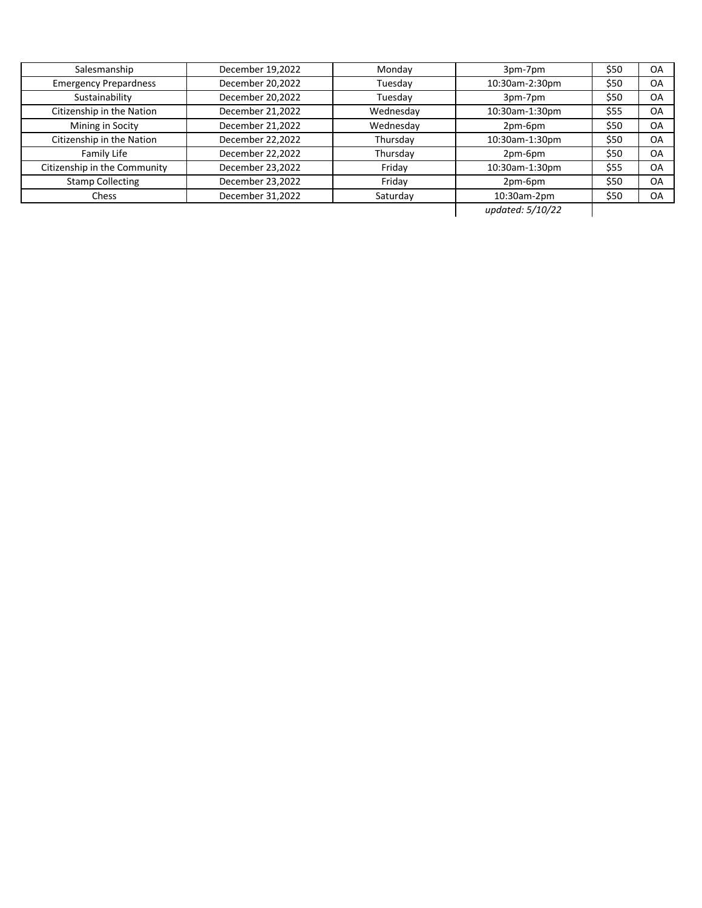| | | | | | |
|---|---|---|---|---|---|
| Salesmanship | December 19,2022 | Monday | 3pm-7pm | $50 | OA |
| Emergency Prepardness | December 20,2022 | Tuesday | 10:30am-2:30pm | $50 | OA |
| Sustainability | December 20,2022 | Tuesday | 3pm-7pm | $50 | OA |
| Citizenship in the Nation | December 21,2022 | Wednesday | 10:30am-1:30pm | $55 | OA |
| Mining in Socity | December 21,2022 | Wednesday | 2pm-6pm | $50 | OA |
| Citizenship in the Nation | December 22,2022 | Thursday | 10:30am-1:30pm | $50 | OA |
| Family Life | December 22,2022 | Thursday | 2pm-6pm | $50 | OA |
| Citizenship in the Community | December 23,2022 | Friday | 10:30am-1:30pm | $55 | OA |
| Stamp Collecting | December 23,2022 | Friday | 2pm-6pm | $50 | OA |
| Chess | December 31,2022 | Saturday | 10:30am-2pm | $50 | OA |
| | | | *updated: 5/10/22* | | |